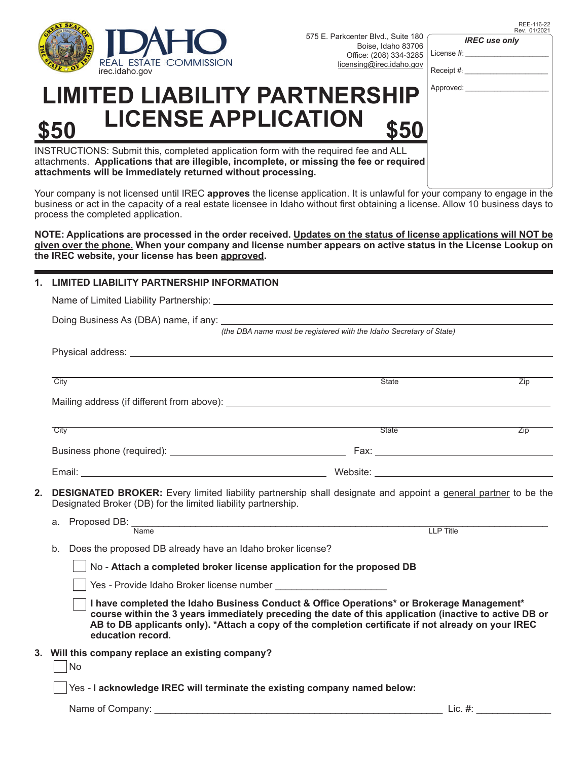REE-116-22
Rev. 01/2021

IDAHO
REAL ESTATE COMMISSION
irec.idaho.gov

575 E. Parkcenter Blvd., Suite 180
Boise, Idaho 83706
Office: (208) 334-3285
licensing@irec.idaho.gov

| *IREC use only* |
|---|
| License #: ____________________ |
| Receipt #: ____________________ |
| Approved: ____________________ |

# LIMITED LIABILITY PARTNERSHIP LICENSE APPLICATION

**$50** **$50**

INSTRUCTIONS: Submit this, completed application form with the required fee and ALL attachments. **Applications that are illegible, incomplete, or missing the fee or required attachments will be immediately returned without processing.**

Your company is not licensed until IREC **approves** the license application. It is unlawful for your company to engage in the business or act in the capacity of a real estate licensee in Idaho without first obtaining a license. Allow 10 business days to process the completed application.

**NOTE: Applications are processed in the order received. Updates on the status of license applications will NOT be given over the phone. When your company and license number appears on active status in the License Lookup on the IREC website, your license has been approved.**

## 1. LIMITED LIABILITY PARTNERSHIP INFORMATION

Name of Limited Liability Partnership: ______________________________

Doing Business As (DBA) name, if any: ______________________________
*(the DBA name must be registered with the Idaho Secretary of State)*

Physical address: ______________________________

City ______________________ State __________ Zip __________

Mailing address (if different from above): ______________________________

City ______________________ State __________ Zip __________

Business phone (required): ____________________ Fax: ____________________

Email: ____________________ Website: ____________________

## 2. DESIGNATED BROKER:

**DESIGNATED BROKER:** Every limited liability partnership shall designate and appoint a general partner to be the Designated Broker (DB) for the limited liability partnership.

a. Proposed DB: ______________________________ ______________________
Name LLP Title

b. Does the proposed DB already have an Idaho broker license?

☐ No - **Attach a completed broker license application for the proposed DB**

☐ Yes - Provide Idaho Broker license number ____________________

☐ **I have completed the Idaho Business Conduct & Office Operations\* or Brokerage Management\* course within the 3 years immediately preceding the date of this application (inactive to active DB or AB to DB applicants only). \*Attach a copy of the completion certificate if not already on your IREC education record.**

## 3. Will this company replace an existing company?

☐ No

☐ Yes - **I acknowledge IREC will terminate the existing company named below:**

Name of Company: ______________________________ Lic. #: ______________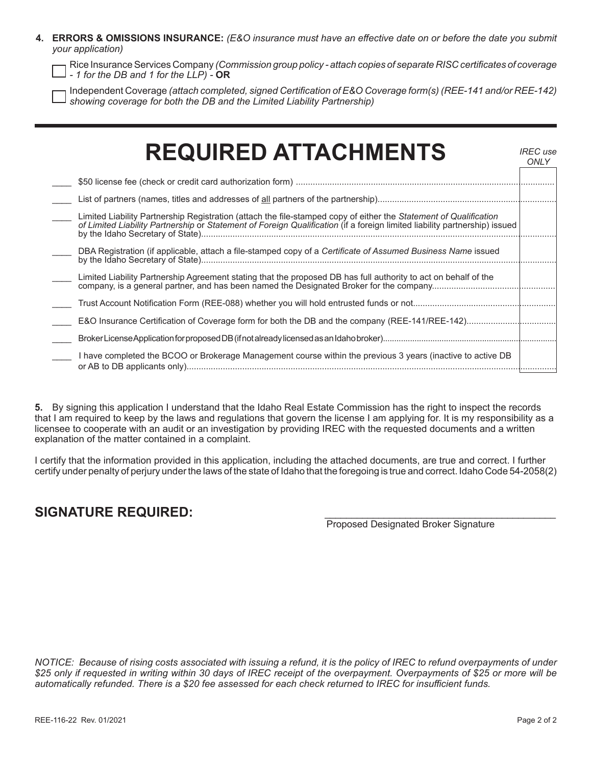**4. ERRORS & OMISSIONS INSURANCE:** *(E&O insurance must have an effective date on or before the date you submit your application)*

☐ Rice Insurance Services Company *(Commission group policy - attach copies of separate RISC certificates of coverage - 1 for the DB and 1 for the LLP)* - **OR**

☐ Independent Coverage *(attach completed, signed Certification of E&O Coverage form(s) (REE-141 and/or REE-142) showing coverage for both the DB and the Limited Liability Partnership)*

# REQUIRED ATTACHMENTS

| | | *IREC use ONLY* |
|---|---|---|
| ____ | $50 license fee (check or credit card authorization form) | |
| ____ | List of partners (names, titles and addresses of all partners of the partnership) | |
| ____ | Limited Liability Partnership Registration (attach the file-stamped copy of either the *Statement of Qualification of Limited Liability Partnership* or *Statement of Foreign Qualification* (if a foreign limited liability partnership) issued by the Idaho Secretary of State) | |
| ____ | DBA Registration (if applicable, attach a file-stamped copy of a *Certificate of Assumed Business Name* issued by the Idaho Secretary of State) | |
| ____ | Limited Liability Partnership Agreement stating that the proposed DB has full authority to act on behalf of the company, is a general partner, and has been named the Designated Broker for the company | |
| ____ | Trust Account Notification Form (REE-088) whether you will hold entrusted funds or not | |
| ____ | E&O Insurance Certification of Coverage form for both the DB and the company (REE-141/REE-142) | |
| ____ | Broker License Application for proposed DB (if not already licensed as an Idaho broker) | |
| ____ | I have completed the BCOO or Brokerage Management course within the previous 3 years (inactive to active DB or AB to DB applicants only) | |

**5.** By signing this application I understand that the Idaho Real Estate Commission has the right to inspect the records that I am required to keep by the laws and regulations that govern the license I am applying for. It is my responsibility as a licensee to cooperate with an audit or an investigation by providing IREC with the requested documents and a written explanation of the matter contained in a complaint.

I certify that the information provided in this application, including the attached documents, are true and correct. I further certify under penalty of perjury under the laws of the state of Idaho that the foregoing is true and correct. Idaho Code 54-2058(2)

## SIGNATURE REQUIRED:

____________________________________________
Proposed Designated Broker Signature

*NOTICE: Because of rising costs associated with issuing a refund, it is the policy of IREC to refund overpayments of under $25 only if requested in writing within 30 days of IREC receipt of the overpayment. Overpayments of $25 or more will be automatically refunded. There is a $20 fee assessed for each check returned to IREC for insufficient funds.*

REE-116-22 Rev. 01/2021